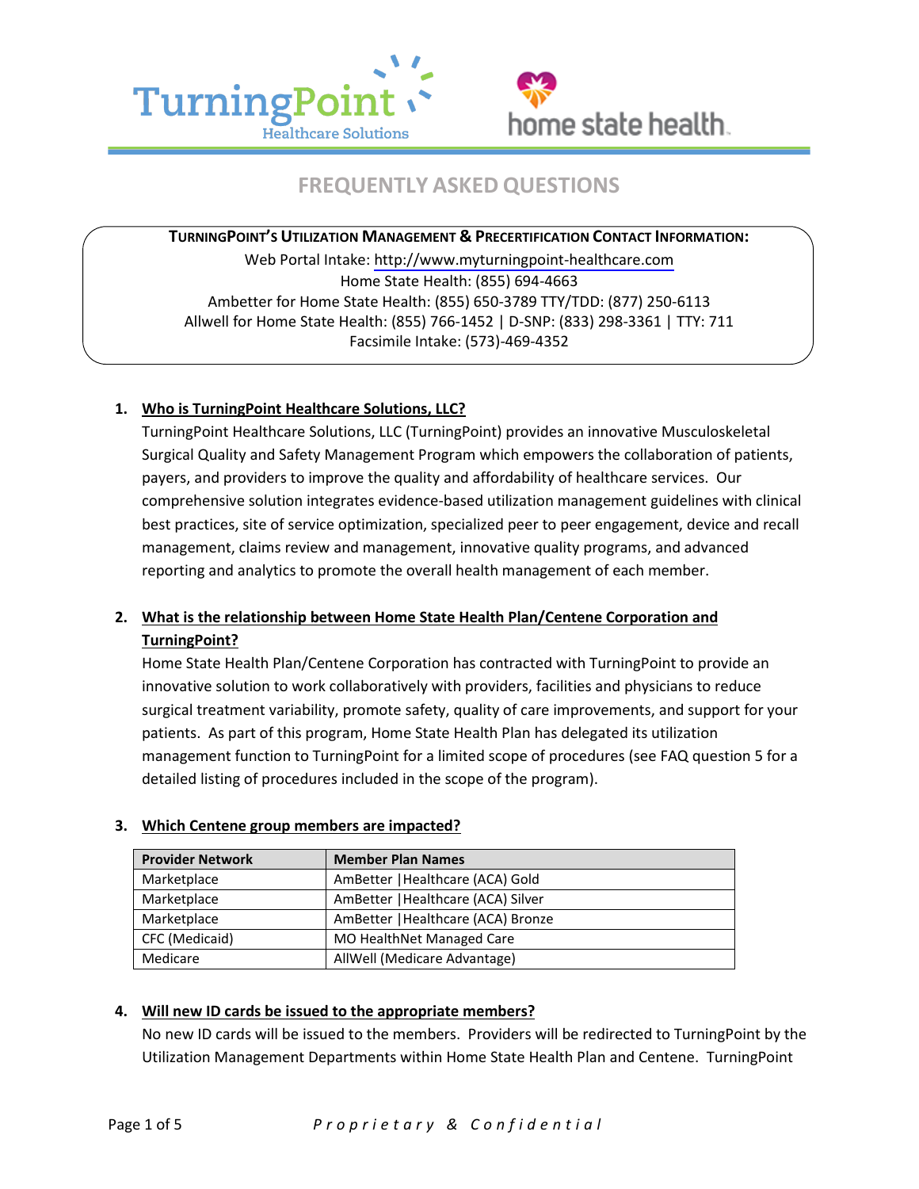# FREQUENTLY ASKED QUESTIONS

**TURNINGPOINT'S UTILIZATION MANAGEMENT & PRECERTIFICATION CONTACT INFORMATION:**

Web Portal Intake: http://www.myturningpoint-healthcare.com
Home State Health: (855) 694-4663
Ambetter for Home State Health: (855) 650-3789 TTY/TDD: (877) 250-6113
Allwell for Home State Health: (855) 766-1452 | D-SNP: (833) 298-3361 | TTY: 711
Facsimile Intake: (573)-469-4352

1. **Who is TurningPoint Healthcare Solutions, LLC?**

   TurningPoint Healthcare Solutions, LLC (TurningPoint) provides an innovative Musculoskeletal Surgical Quality and Safety Management Program which empowers the collaboration of patients, payers, and providers to improve the quality and affordability of healthcare services. Our comprehensive solution integrates evidence-based utilization management guidelines with clinical best practices, site of service optimization, specialized peer to peer engagement, device and recall management, claims review and management, innovative quality programs, and advanced reporting and analytics to promote the overall health management of each member.

2. **What is the relationship between Home State Health Plan/Centene Corporation and TurningPoint?**

   Home State Health Plan/Centene Corporation has contracted with TurningPoint to provide an innovative solution to work collaboratively with providers, facilities and physicians to reduce surgical treatment variability, promote safety, quality of care improvements, and support for your patients. As part of this program, Home State Health Plan has delegated its utilization management function to TurningPoint for a limited scope of procedures (see FAQ question 5 for a detailed listing of procedures included in the scope of the program).

3. **Which Centene group members are impacted?**

| Provider Network | Member Plan Names |
| --- | --- |
| Marketplace | AmBetter \|Healthcare (ACA) Gold |
| Marketplace | AmBetter \|Healthcare (ACA) Silver |
| Marketplace | AmBetter \|Healthcare (ACA) Bronze |
| CFC (Medicaid) | MO HealthNet Managed Care |
| Medicare | AllWell (Medicare Advantage) |

4. **Will new ID cards be issued to the appropriate members?**

   No new ID cards will be issued to the members. Providers will be redirected to TurningPoint by the Utilization Management Departments within Home State Health Plan and Centene. TurningPoint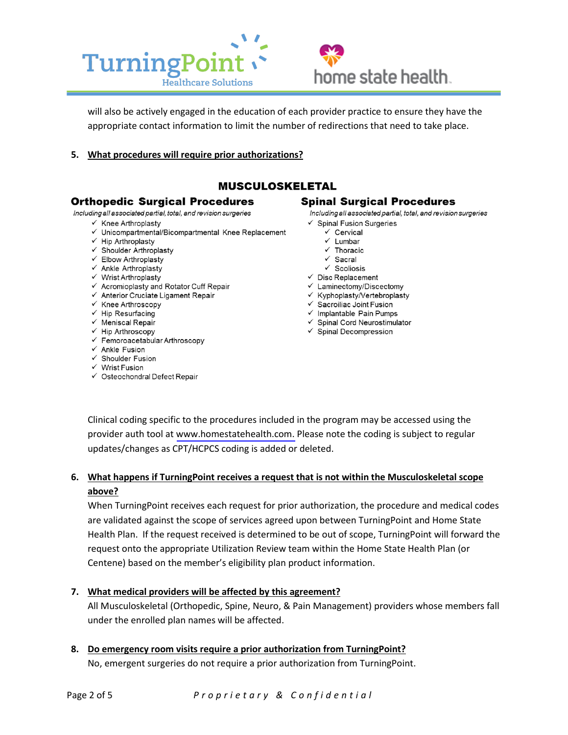will also be actively engaged in the education of each provider practice to ensure they have the appropriate contact information to limit the number of redirections that need to take place.

5. **What procedures will require prior authorizations?**

## MUSCULOSKELETAL

### Orthopedic Surgical Procedures

*Including all associated partial, total, and revision surgeries*

- ✓ Knee Arthroplasty
- ✓ Unicompartmental/Bicompartmental Knee Replacement
- ✓ Hip Arthroplasty
- ✓ Shoulder Arthroplasty
- ✓ Elbow Arthroplasty
- ✓ Ankle Arthroplasty
- ✓ Wrist Arthroplasty
- ✓ Acromioplasty and Rotator Cuff Repair
- ✓ Anterior Cruciate Ligament Repair
- ✓ Knee Arthroscopy
- ✓ Hip Resurfacing
- ✓ Meniscal Repair
- ✓ Hip Arthroscopy
- ✓ Femoroacetabular Arthroscopy
- ✓ Ankle Fusion
- ✓ Shoulder Fusion
- ✓ Wrist Fusion
- ✓ Osteochondral Defect Repair

### Spinal Surgical Procedures

*Including all associated partial, total, and revision surgeries*

- ✓ Spinal Fusion Surgeries
  - ✓ Cervical
  - ✓ Lumbar
  - ✓ Thoracic
  - ✓ Sacral
  - ✓ Scoliosis
- ✓ Disc Replacement
- ✓ Laminectomy/Discectomy
- ✓ Kyphoplasty/Vertebroplasty
- ✓ Sacroiliac Joint Fusion
- ✓ Implantable Pain Pumps
- ✓ Spinal Cord Neurostimulator
- ✓ Spinal Decompression

Clinical coding specific to the procedures included in the program may be accessed using the provider auth tool at www.homestatehealth.com. Please note the coding is subject to regular updates/changes as CPT/HCPCS coding is added or deleted.

6. **What happens if TurningPoint receives a request that is not within the Musculoskeletal scope above?**

   When TurningPoint receives each request for prior authorization, the procedure and medical codes are validated against the scope of services agreed upon between TurningPoint and Home State Health Plan. If the request received is determined to be out of scope, TurningPoint will forward the request onto the appropriate Utilization Review team within the Home State Health Plan (or Centene) based on the member's eligibility plan product information.

7. **What medical providers will be affected by this agreement?**

   All Musculoskeletal (Orthopedic, Spine, Neuro, & Pain Management) providers whose members fall under the enrolled plan names will be affected.

8. **Do emergency room visits require a prior authorization from TurningPoint?**

   No, emergent surgeries do not require a prior authorization from TurningPoint.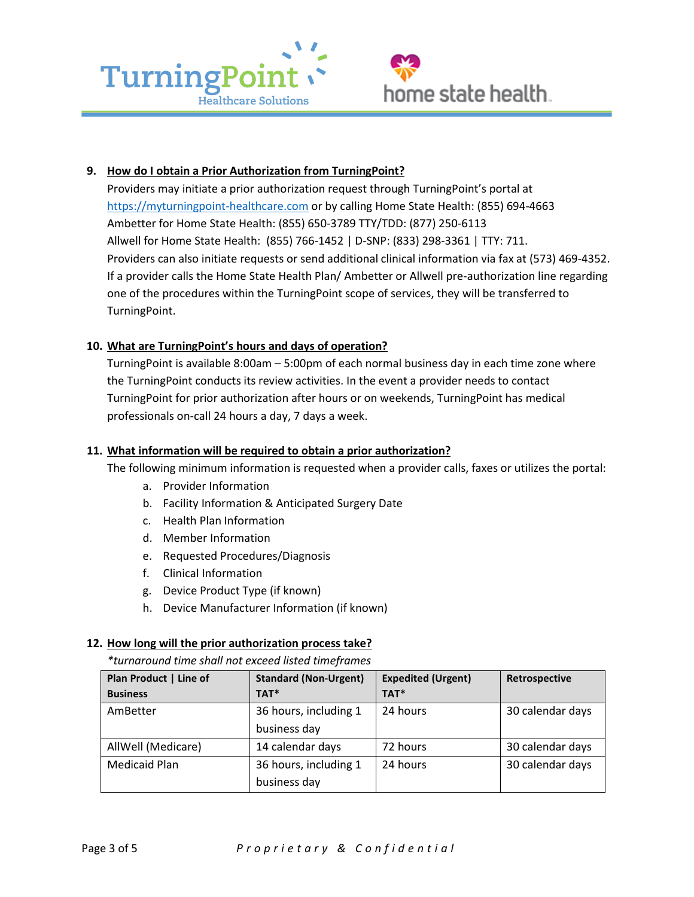9. **How do I obtain a Prior Authorization from TurningPoint?**

   Providers may initiate a prior authorization request through TurningPoint's portal at https://myturningpoint-healthcare.com or by calling Home State Health: (855) 694-4663
   Ambetter for Home State Health: (855) 650-3789 TTY/TDD: (877) 250-6113
   Allwell for Home State Health: (855) 766-1452 | D-SNP: (833) 298-3361 | TTY: 711.
   Providers can also initiate requests or send additional clinical information via fax at (573) 469-4352.
   If a provider calls the Home State Health Plan/ Ambetter or Allwell pre-authorization line regarding one of the procedures within the TurningPoint scope of services, they will be transferred to TurningPoint.

10. **What are TurningPoint's hours and days of operation?**

    TurningPoint is available 8:00am – 5:00pm of each normal business day in each time zone where the TurningPoint conducts its review activities. In the event a provider needs to contact TurningPoint for prior authorization after hours or on weekends, TurningPoint has medical professionals on-call 24 hours a day, 7 days a week.

11. **What information will be required to obtain a prior authorization?**

    The following minimum information is requested when a provider calls, faxes or utilizes the portal:

    a. Provider Information
    b. Facility Information & Anticipated Surgery Date
    c. Health Plan Information
    d. Member Information
    e. Requested Procedures/Diagnosis
    f. Clinical Information
    g. Device Product Type (if known)
    h. Device Manufacturer Information (if known)

12. **How long will the prior authorization process take?**

    *\*turnaround time shall not exceed listed timeframes*

| Plan Product \| Line of Business | Standard (Non-Urgent) TAT* | Expedited (Urgent) TAT* | Retrospective |
|---|---|---|---|
| AmBetter | 36 hours, including 1 business day | 24 hours | 30 calendar days |
| AllWell (Medicare) | 14 calendar days | 72 hours | 30 calendar days |
| Medicaid Plan | 36 hours, including 1 business day | 24 hours | 30 calendar days |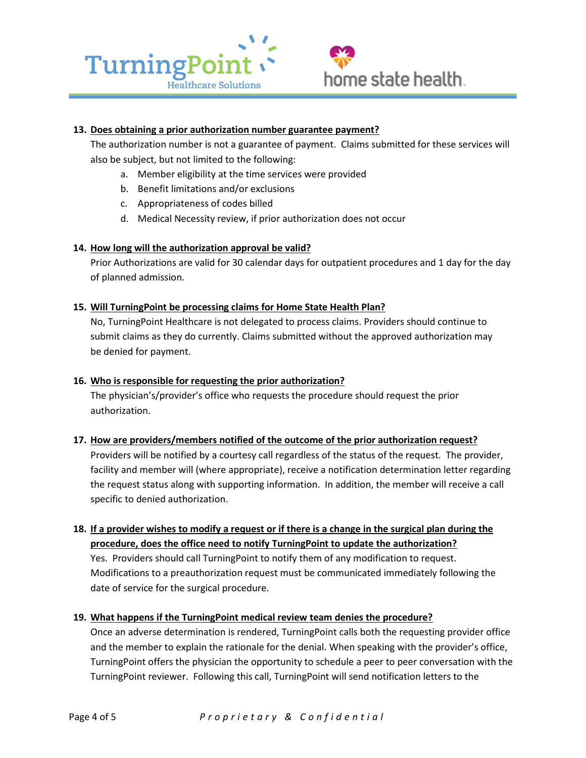13. **Does obtaining a prior authorization number guarantee payment?**

    The authorization number is not a guarantee of payment. Claims submitted for these services will also be subject, but not limited to the following:

    a. Member eligibility at the time services were provided
    b. Benefit limitations and/or exclusions
    c. Appropriateness of codes billed
    d. Medical Necessity review, if prior authorization does not occur

14. **How long will the authorization approval be valid?**

    Prior Authorizations are valid for 30 calendar days for outpatient procedures and 1 day for the day of planned admission.

15. **Will TurningPoint be processing claims for Home State Health Plan?**

    No, TurningPoint Healthcare is not delegated to process claims. Providers should continue to submit claims as they do currently. Claims submitted without the approved authorization may be denied for payment.

16. **Who is responsible for requesting the prior authorization?**

    The physician's/provider's office who requests the procedure should request the prior authorization.

17. **How are providers/members notified of the outcome of the prior authorization request?**

    Providers will be notified by a courtesy call regardless of the status of the request. The provider, facility and member will (where appropriate), receive a notification determination letter regarding the request status along with supporting information. In addition, the member will receive a call specific to denied authorization.

18. **If a provider wishes to modify a request or if there is a change in the surgical plan during the procedure, does the office need to notify TurningPoint to update the authorization?**

    Yes. Providers should call TurningPoint to notify them of any modification to request. Modifications to a preauthorization request must be communicated immediately following the date of service for the surgical procedure.

19. **What happens if the TurningPoint medical review team denies the procedure?**

    Once an adverse determination is rendered, TurningPoint calls both the requesting provider office and the member to explain the rationale for the denial. When speaking with the provider's office, TurningPoint offers the physician the opportunity to schedule a peer to peer conversation with the TurningPoint reviewer. Following this call, TurningPoint will send notification letters to the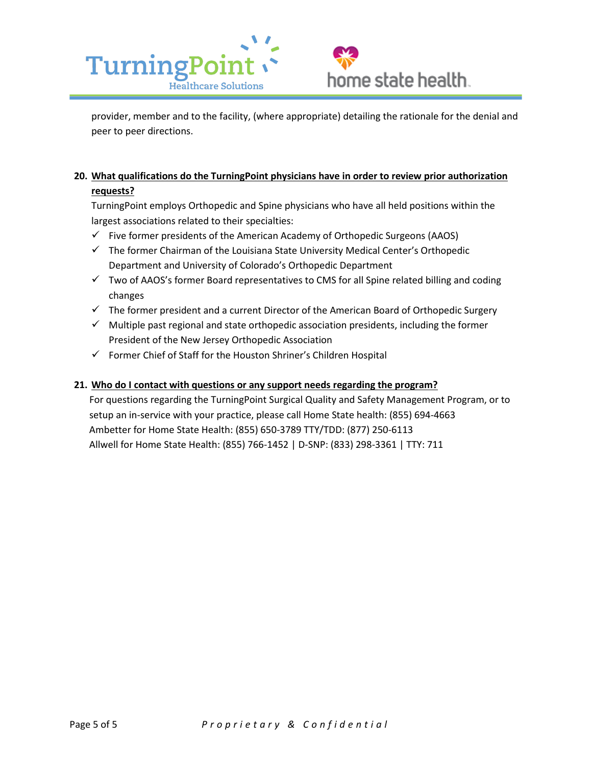provider, member and to the facility, (where appropriate) detailing the rationale for the denial and peer to peer directions.

20. **<u>What qualifications do the TurningPoint physicians have in order to review prior authorization requests?</u>**

    TurningPoint employs Orthopedic and Spine physicians who have all held positions within the largest associations related to their specialties:

    - ✓ Five former presidents of the American Academy of Orthopedic Surgeons (AAOS)
    - ✓ The former Chairman of the Louisiana State University Medical Center's Orthopedic Department and University of Colorado's Orthopedic Department
    - ✓ Two of AAOS's former Board representatives to CMS for all Spine related billing and coding changes
    - ✓ The former president and a current Director of the American Board of Orthopedic Surgery
    - ✓ Multiple past regional and state orthopedic association presidents, including the former President of the New Jersey Orthopedic Association
    - ✓ Former Chief of Staff for the Houston Shriner's Children Hospital

21. **<u>Who do I contact with questions or any support needs regarding the program?</u>**

    For questions regarding the TurningPoint Surgical Quality and Safety Management Program, or to setup an in-service with your practice, please call Home State health: (855) 694-4663
    Ambetter for Home State Health: (855) 650-3789 TTY/TDD: (877) 250-6113
    Allwell for Home State Health: (855) 766-1452 | D-SNP: (833) 298-3361 | TTY: 711